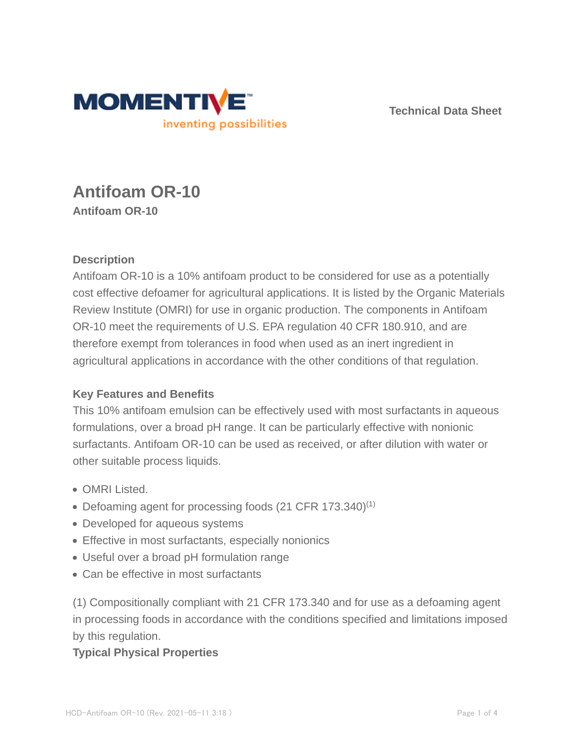Technical Data Sheet

# Antifoam OR-10

**Antifoam OR-10**

## Description

Antifoam OR-10 is a 10% antifoam product to be considered for use as a potentially cost effective defoamer for agricultural applications. It is listed by the Organic Materials Review Institute (OMRI) for use in organic production. The components in Antifoam OR-10 meet the requirements of U.S. EPA regulation 40 CFR 180.910, and are therefore exempt from tolerances in food when used as an inert ingredient in agricultural applications in accordance with the other conditions of that regulation.

## Key Features and Benefits

This 10% antifoam emulsion can be effectively used with most surfactants in aqueous formulations, over a broad pH range. It can be particularly effective with nonionic surfactants. Antifoam OR-10 can be used as received, or after dilution with water or other suitable process liquids.

- OMRI Listed.
- Defoaming agent for processing foods (21 CFR 173.340)[1]
- Developed for aqueous systems
- Effective in most surfactants, especially nonionics
- Useful over a broad pH formulation range
- Can be effective in most surfactants

(1) Compositionally compliant with 21 CFR 173.340 and for use as a defoaming agent in processing foods in accordance with the conditions specified and limitations imposed by this regulation.

## Typical Physical Properties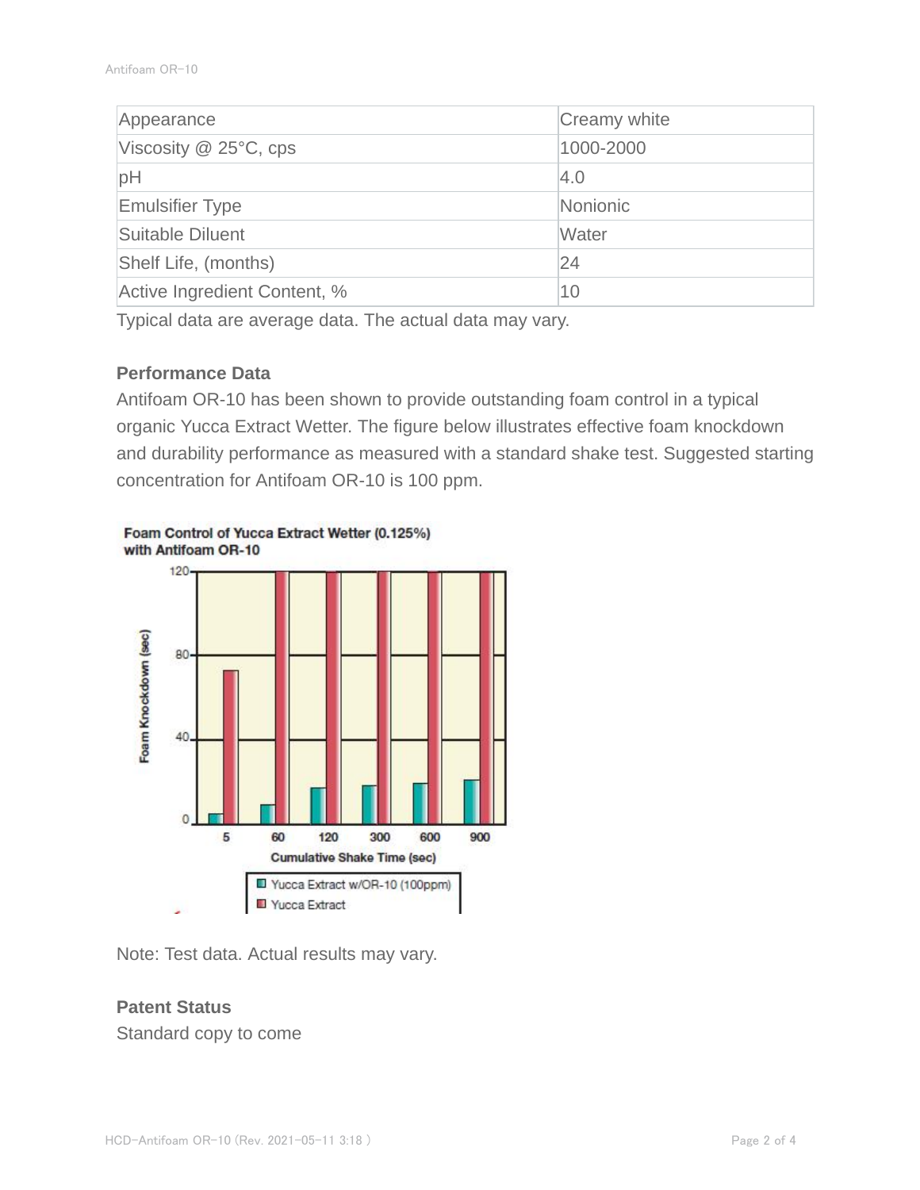| Appearance | Creamy white |
| --- | --- |
| Viscosity @ 25°C, cps | 1000-2000 |
| pH | 4.0 |
| Emulsifier Type | Nonionic |
| Suitable Diluent | Water |
| Shelf Life, (months) | 24 |
| Active Ingredient Content, % | 10 |

Typical data are average data. The actual data may vary.

### Performance Data

Antifoam OR-10 has been shown to provide outstanding foam control in a typical organic Yucca Extract Wetter. The figure below illustrates effective foam knockdown and durability performance as measured with a standard shake test. Suggested starting concentration for Antifoam OR-10 is 100 ppm.

**Foam Control of Yucca Extract Wetter (0.125%) with Antifoam OR-10**

Note: Test data. Actual results may vary.

### Patent Status

Standard copy to come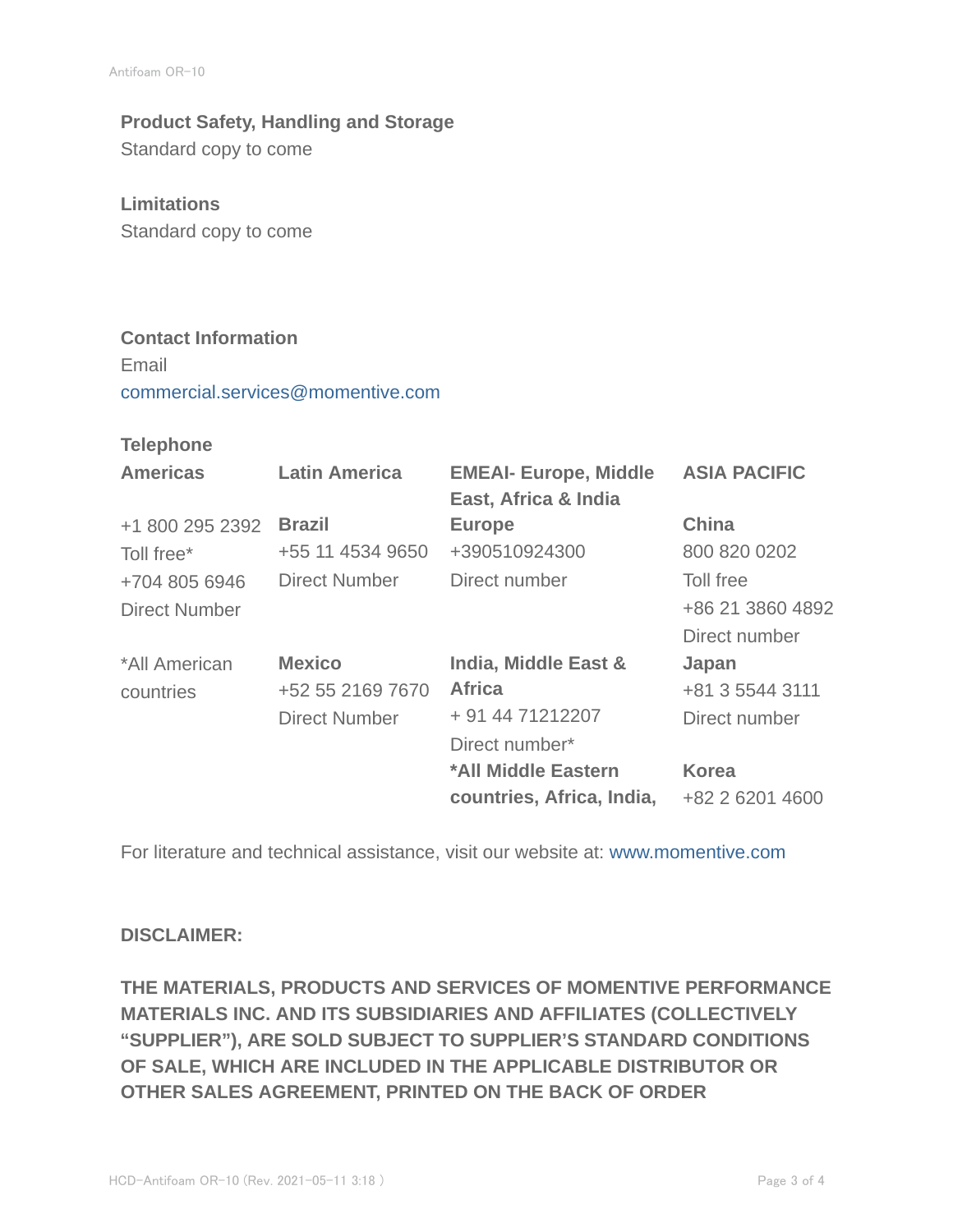### Product Safety, Handling and Storage

Standard copy to come

### Limitations

Standard copy to come

### Contact Information

Email

commercial.services@momentive.com

**Telephone**

| Americas | Latin America | EMEAI- Europe, Middle East, Africa & India | ASIA PACIFIC |
|---|---|---|---|
| +1 800 295 2392<br>Toll free*<br>+704 805 6946<br>Direct Number | **Brazil**<br>+55 11 4534 9650<br>Direct Number | **Europe**<br>+390510924300<br>Direct number | **China**<br>800 820 0202<br>Toll free<br>+86 21 3860 4892<br>Direct number |
| *All American countries | **Mexico**<br>+52 55 2169 7670<br>Direct Number | **India, Middle East & Africa**<br>+ 91 44 71212207<br>Direct number* | **Japan**<br>+81 3 5544 3111<br>Direct number |
| | | ***All Middle Eastern countries, Africa, India,** | **Korea**<br>+82 2 6201 4600 |

For literature and technical assistance, visit our website at: www.momentive.com

**DISCLAIMER:**

**THE MATERIALS, PRODUCTS AND SERVICES OF MOMENTIVE PERFORMANCE MATERIALS INC. AND ITS SUBSIDIARIES AND AFFILIATES (COLLECTIVELY "SUPPLIER"), ARE SOLD SUBJECT TO SUPPLIER'S STANDARD CONDITIONS OF SALE, WHICH ARE INCLUDED IN THE APPLICABLE DISTRIBUTOR OR OTHER SALES AGREEMENT, PRINTED ON THE BACK OF ORDER**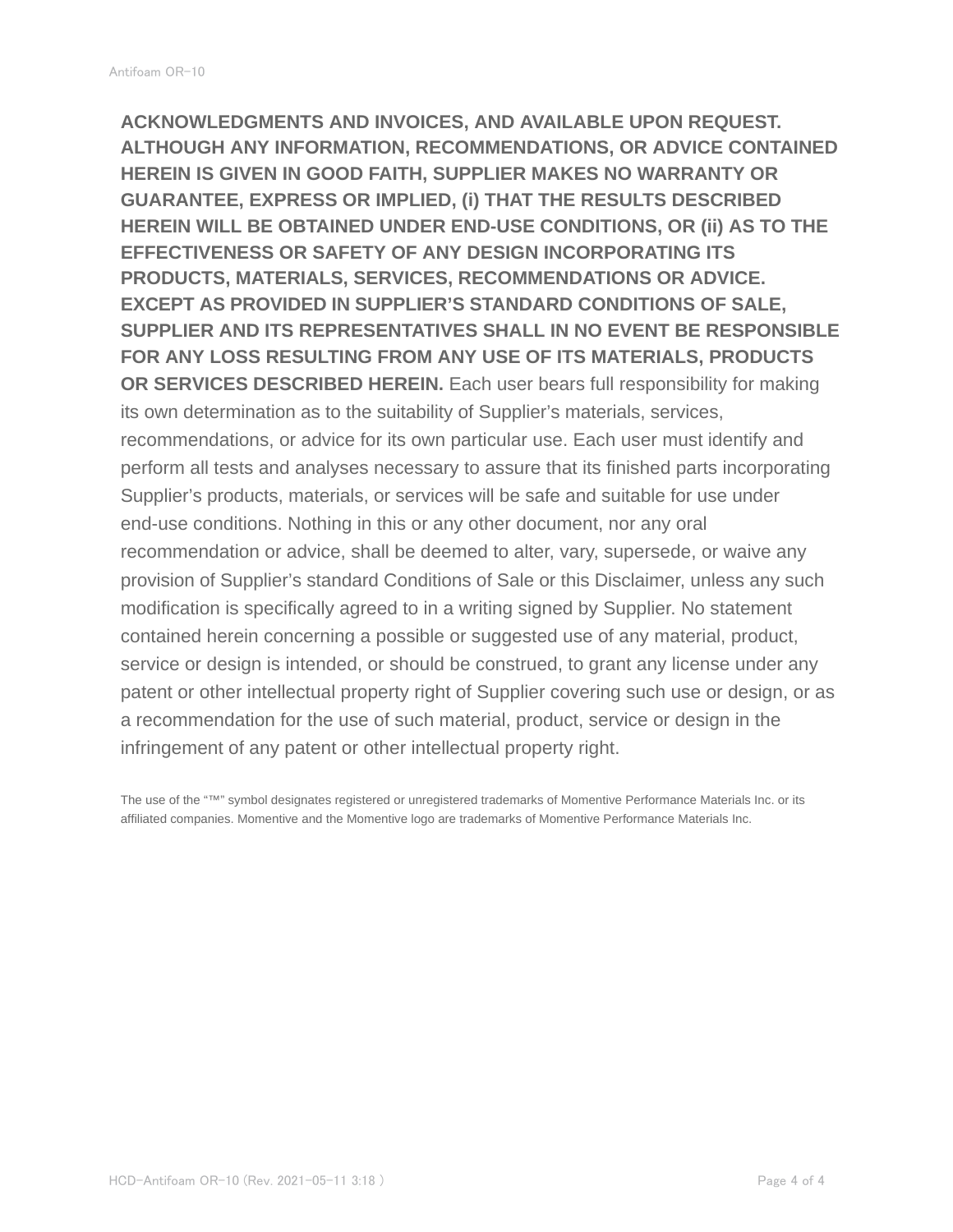**ACKNOWLEDGMENTS AND INVOICES, AND AVAILABLE UPON REQUEST. ALTHOUGH ANY INFORMATION, RECOMMENDATIONS, OR ADVICE CONTAINED HEREIN IS GIVEN IN GOOD FAITH, SUPPLIER MAKES NO WARRANTY OR GUARANTEE, EXPRESS OR IMPLIED, (i) THAT THE RESULTS DESCRIBED HEREIN WILL BE OBTAINED UNDER END-USE CONDITIONS, OR (ii) AS TO THE EFFECTIVENESS OR SAFETY OF ANY DESIGN INCORPORATING ITS PRODUCTS, MATERIALS, SERVICES, RECOMMENDATIONS OR ADVICE. EXCEPT AS PROVIDED IN SUPPLIER'S STANDARD CONDITIONS OF SALE, SUPPLIER AND ITS REPRESENTATIVES SHALL IN NO EVENT BE RESPONSIBLE FOR ANY LOSS RESULTING FROM ANY USE OF ITS MATERIALS, PRODUCTS OR SERVICES DESCRIBED HEREIN.** Each user bears full responsibility for making its own determination as to the suitability of Supplier's materials, services, recommendations, or advice for its own particular use. Each user must identify and perform all tests and analyses necessary to assure that its finished parts incorporating Supplier's products, materials, or services will be safe and suitable for use under end-use conditions. Nothing in this or any other document, nor any oral recommendation or advice, shall be deemed to alter, vary, supersede, or waive any provision of Supplier's standard Conditions of Sale or this Disclaimer, unless any such modification is specifically agreed to in a writing signed by Supplier. No statement contained herein concerning a possible or suggested use of any material, product, service or design is intended, or should be construed, to grant any license under any patent or other intellectual property right of Supplier covering such use or design, or as a recommendation for the use of such material, product, service or design in the infringement of any patent or other intellectual property right.

The use of the "™" symbol designates registered or unregistered trademarks of Momentive Performance Materials Inc. or its affiliated companies. Momentive and the Momentive logo are trademarks of Momentive Performance Materials Inc.